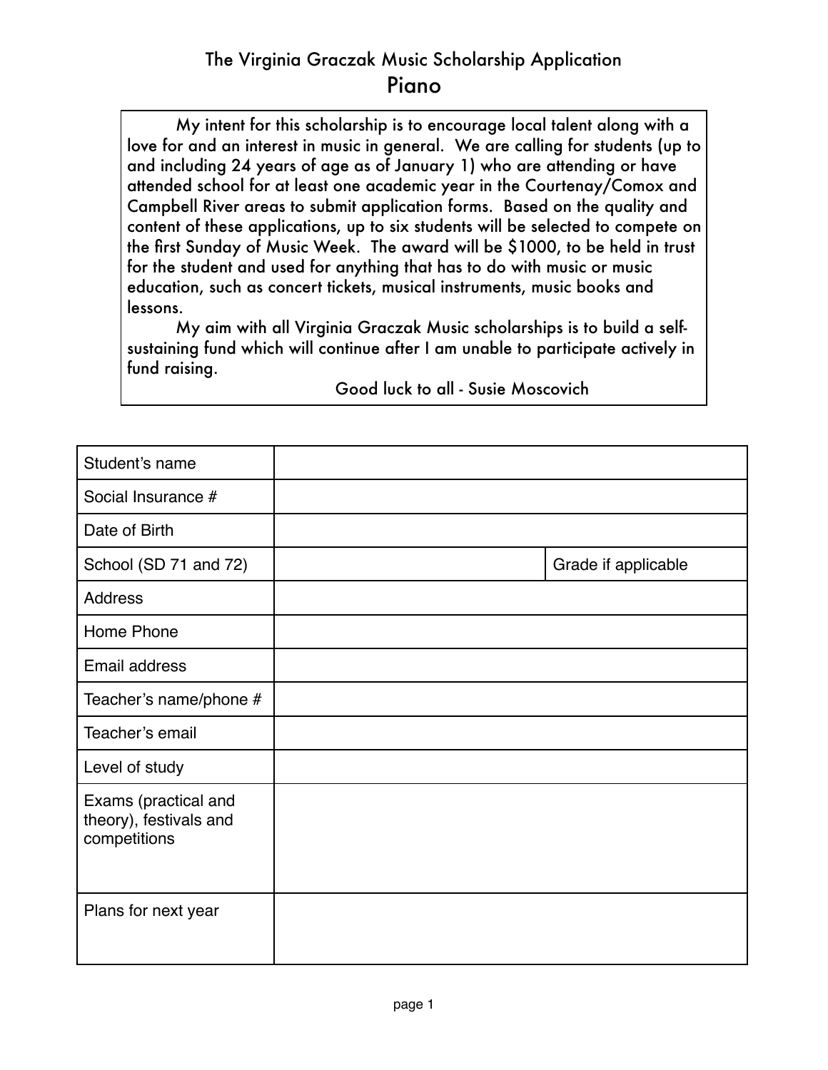# The Virginia Graczak Music Scholarship Application
## Piano

My intent for this scholarship is to encourage local talent along with a love for and an interest in music in general. We are calling for students (up to and including 24 years of age as of January 1) who are attending or have attended school for at least one academic year in the Courtenay/Comox and Campbell River areas to submit application forms. Based on the quality and content of these applications, up to six students will be selected to compete on the first Sunday of Music Week. The award will be $1000, to be held in trust for the student and used for anything that has to do with music or music education, such as concert tickets, musical instruments, music books and lessons.

My aim with all Virginia Graczak Music scholarships is to build a self-sustaining fund which will continue after I am unable to participate actively in fund raising.

Good luck to all - Susie Moscovich

| Student's name | | |
|---|---|---|
| Social Insurance # | | |
| Date of Birth | | |
| School (SD 71 and 72) | | Grade if applicable |
| Address | | |
| Home Phone | | |
| Email address | | |
| Teacher's name/phone # | | |
| Teacher's email | | |
| Level of study | | |
| Exams (practical and theory), festivals and competitions | | |
| Plans for next year | | |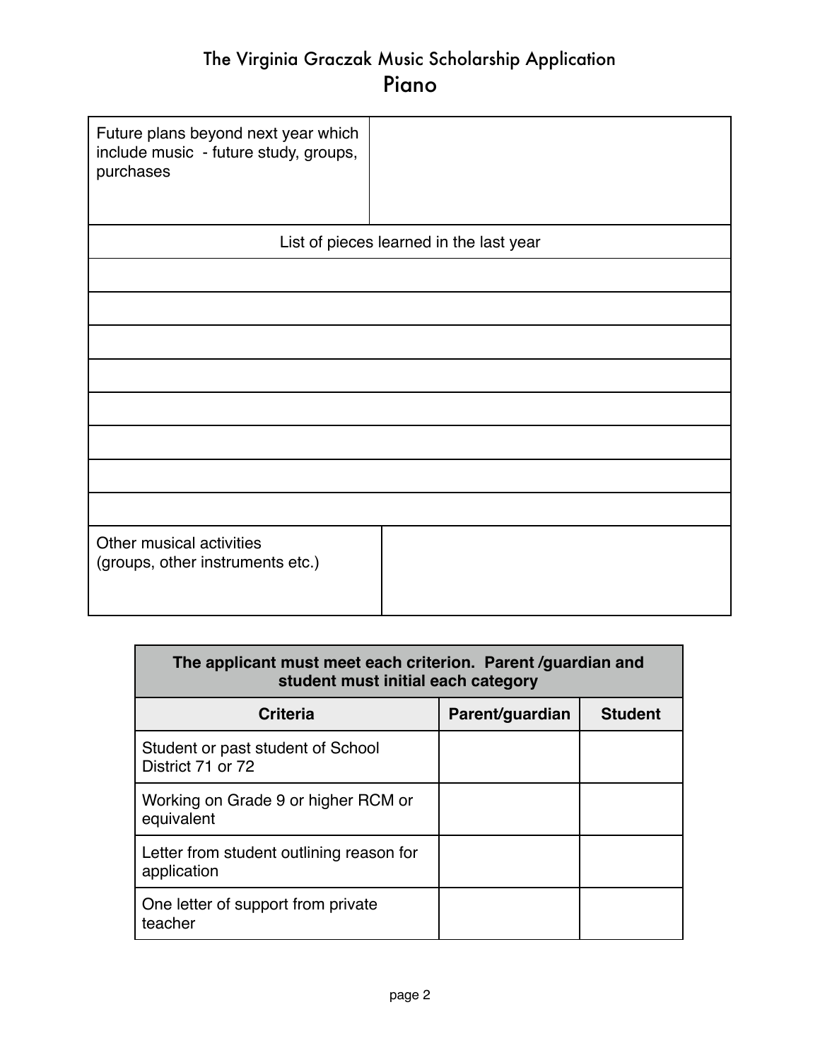# The Virginia Graczak Music Scholarship Application

## Piano

| Future plans beyond next year which include music - future study, groups, purchases | |
|---|---|

| List of pieces learned in the last year |
|---|
| |
| |
| |
| |
| |
| |
| |
| |

| Other musical activities (groups, other instruments etc.) | |
|---|---|

| The applicant must meet each criterion. Parent /guardian and student must initial each category | | |
|---|---|---|
| **Criteria** | **Parent/guardian** | **Student** |
| Student or past student of School District 71 or 72 | | |
| Working on Grade 9 or higher RCM or equivalent | | |
| Letter from student outlining reason for application | | |
| One letter of support from private teacher | | |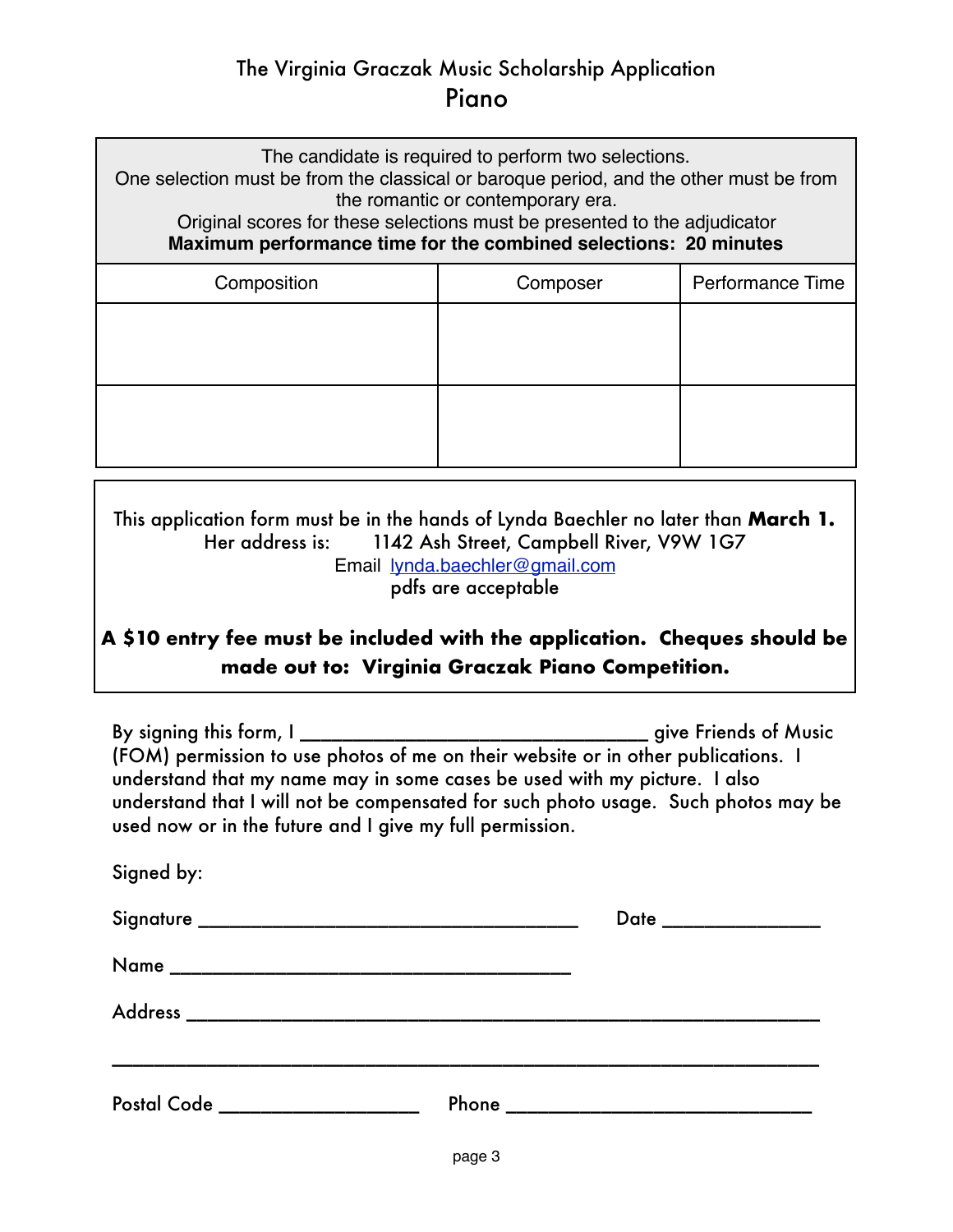# The Virginia Graczak Music Scholarship Application

## Piano

The candidate is required to perform two selections.
One selection must be from the classical or baroque period, and the other must be from the romantic or contemporary era.
Original scores for these selections must be presented to the adjudicator
**Maximum performance time for the combined selections: 20 minutes**

| Composition | Composer | Performance Time |
|---|---|---|
| | | |
| | | |

This application form must be in the hands of Lynda Baechler no later than **March 1.**
Her address is: 1142 Ash Street, Campbell River, V9W 1G7
Email lynda.baechler@gmail.com
pdfs are acceptable

**A $10 entry fee must be included with the application. Cheques should be made out to: Virginia Graczak Piano Competition.**

By signing this form, I ________________________________ give Friends of Music (FOM) permission to use photos of me on their website or in other publications. I understand that my name may in some cases be used with my picture. I also understand that I will not be compensated for such photo usage. Such photos may be used now or in the future and I give my full permission.

Signed by:

Signature ___________________________________ Date _______________

Name _____________________________________

Address _____________________________________________________

_____________________________________________________________

Postal Code ___________________ Phone _____________________________